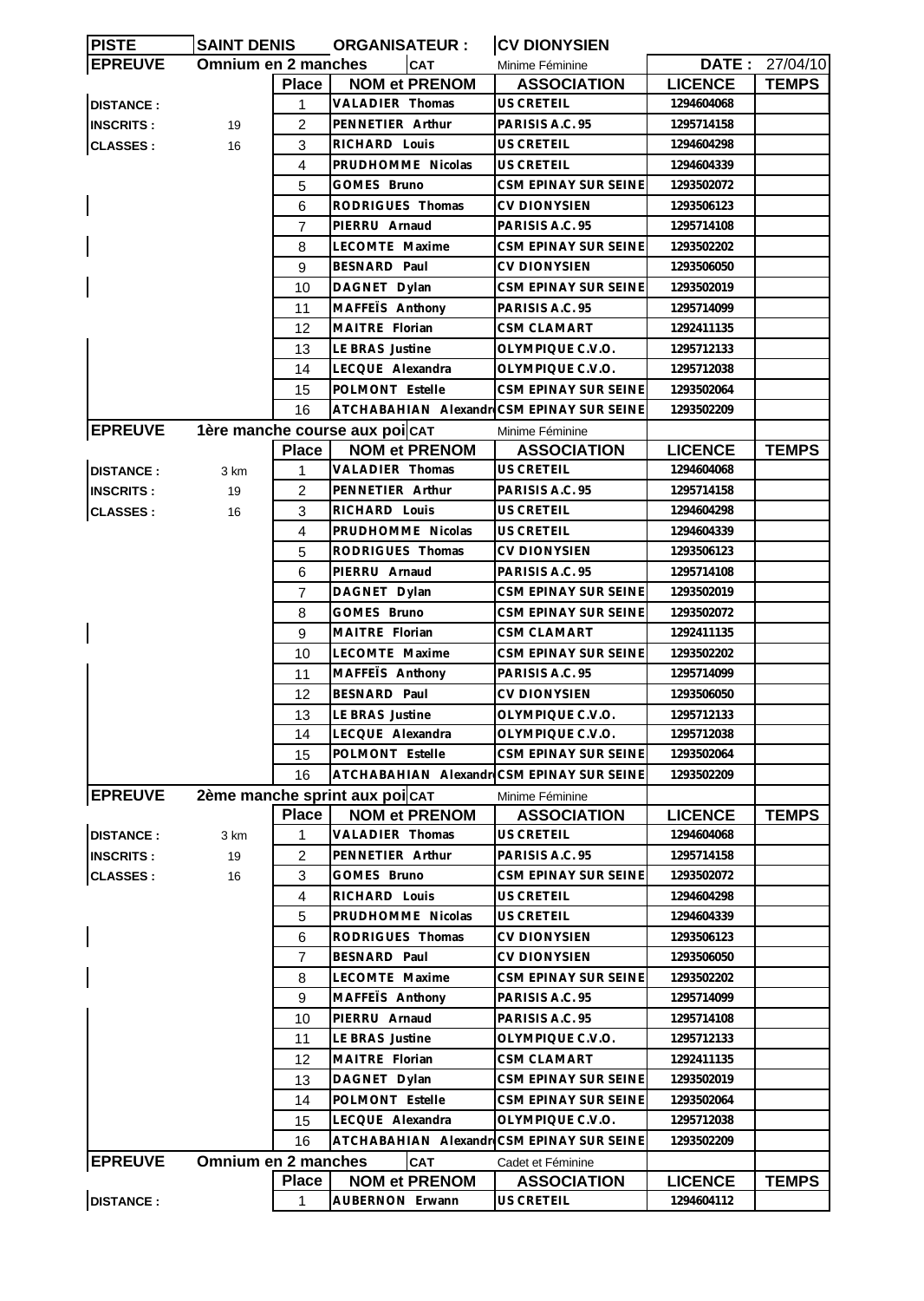| PISTE | SAINT DENIS | ORGANISATEUR : | CV DIONYSIEN | | |
|---|---|---|---|---|---|
| **EPREUVE** | **Omnium en 2 manches** | **CAT** | Minime Féminine | **DATE :** | 27/04/10 |

| | | Place | NOM et PRENOM | ASSOCIATION | LICENCE | TEMPS |
|---|---|---|---|---|---|---|
| DISTANCE : | | 1 | VALADIER Thomas | US CRETEIL | 1294604068 | |
| INSCRITS : | 19 | 2 | PENNETIER Arthur | PARISIS A.C. 95 | 1295714158 | |
| CLASSES : | 16 | 3 | RICHARD Louis | US CRETEIL | 1294604298 | |
| | | 4 | PRUDHOMME Nicolas | US CRETEIL | 1294604339 | |
| | | 5 | GOMES Bruno | CSM EPINAY SUR SEINE | 1293502072 | |
| | | 6 | RODRIGUES Thomas | CV DIONYSIEN | 1293506123 | |
| | | 7 | PIERRU Arnaud | PARISIS A.C. 95 | 1295714108 | |
| | | 8 | LECOMTE Maxime | CSM EPINAY SUR SEINE | 1293502202 | |
| | | 9 | BESNARD Paul | CV DIONYSIEN | 1293506050 | |
| | | 10 | DAGNET Dylan | CSM EPINAY SUR SEINE | 1293502019 | |
| | | 11 | MAFFEÏS Anthony | PARISIS A.C. 95 | 1295714099 | |
| | | 12 | MAITRE Florian | CSM CLAMART | 1292411135 | |
| | | 13 | LE BRAS Justine | OLYMPIQUE C.V.O. | 1295712133 | |
| | | 14 | LECQUE Alexandra | OLYMPIQUE C.V.O. | 1295712038 | |
| | | 15 | POLMONT Estelle | CSM EPINAY SUR SEINE | 1293502064 | |
| | | 16 | ATCHABAHIAN Alexandr | CSM EPINAY SUR SEINE | 1293502209 | |

| **EPREUVE** | **1ère manche course aux poi** | **CAT** | Minime Féminine | | | |
|---|---|---|---|---|---|---|
| | | **Place** | **NOM et PRENOM** | **ASSOCIATION** | **LICENCE** | **TEMPS** |
| DISTANCE : | 3 km | 1 | VALADIER Thomas | US CRETEIL | 1294604068 | |
| INSCRITS : | 19 | 2 | PENNETIER Arthur | PARISIS A.C. 95 | 1295714158 | |
| CLASSES : | 16 | 3 | RICHARD Louis | US CRETEIL | 1294604298 | |
| | | 4 | PRUDHOMME Nicolas | US CRETEIL | 1294604339 | |
| | | 5 | RODRIGUES Thomas | CV DIONYSIEN | 1293506123 | |
| | | 6 | PIERRU Arnaud | PARISIS A.C. 95 | 1295714108 | |
| | | 7 | DAGNET Dylan | CSM EPINAY SUR SEINE | 1293502019 | |
| | | 8 | GOMES Bruno | CSM EPINAY SUR SEINE | 1293502072 | |
| | | 9 | MAITRE Florian | CSM CLAMART | 1292411135 | |
| | | 10 | LECOMTE Maxime | CSM EPINAY SUR SEINE | 1293502202 | |
| | | 11 | MAFFEÏS Anthony | PARISIS A.C. 95 | 1295714099 | |
| | | 12 | BESNARD Paul | CV DIONYSIEN | 1293506050 | |
| | | 13 | LE BRAS Justine | OLYMPIQUE C.V.O. | 1295712133 | |
| | | 14 | LECQUE Alexandra | OLYMPIQUE C.V.O. | 1295712038 | |
| | | 15 | POLMONT Estelle | CSM EPINAY SUR SEINE | 1293502064 | |
| | | 16 | ATCHABAHIAN Alexandr | CSM EPINAY SUR SEINE | 1293502209 | |

| **EPREUVE** | **2ème manche sprint aux poi** | **CAT** | Minime Féminine | | | |
|---|---|---|---|---|---|---|
| | | **Place** | **NOM et PRENOM** | **ASSOCIATION** | **LICENCE** | **TEMPS** |
| DISTANCE : | 3 km | 1 | VALADIER Thomas | US CRETEIL | 1294604068 | |
| INSCRITS : | 19 | 2 | PENNETIER Arthur | PARISIS A.C. 95 | 1295714158 | |
| CLASSES : | 16 | 3 | GOMES Bruno | CSM EPINAY SUR SEINE | 1293502072 | |
| | | 4 | RICHARD Louis | US CRETEIL | 1294604298 | |
| | | 5 | PRUDHOMME Nicolas | US CRETEIL | 1294604339 | |
| | | 6 | RODRIGUES Thomas | CV DIONYSIEN | 1293506123 | |
| | | 7 | BESNARD Paul | CV DIONYSIEN | 1293506050 | |
| | | 8 | LECOMTE Maxime | CSM EPINAY SUR SEINE | 1293502202 | |
| | | 9 | MAFFEÏS Anthony | PARISIS A.C. 95 | 1295714099 | |
| | | 10 | PIERRU Arnaud | PARISIS A.C. 95 | 1295714108 | |
| | | 11 | LE BRAS Justine | OLYMPIQUE C.V.O. | 1295712133 | |
| | | 12 | MAITRE Florian | CSM CLAMART | 1292411135 | |
| | | 13 | DAGNET Dylan | CSM EPINAY SUR SEINE | 1293502019 | |
| | | 14 | POLMONT Estelle | CSM EPINAY SUR SEINE | 1293502064 | |
| | | 15 | LECQUE Alexandra | OLYMPIQUE C.V.O. | 1295712038 | |
| | | 16 | ATCHABAHIAN Alexandr | CSM EPINAY SUR SEINE | 1293502209 | |

| **EPREUVE** | **Omnium en 2 manches** | **CAT** | Cadet et Féminine | | | |
|---|---|---|---|---|---|---|
| | | **Place** | **NOM et PRENOM** | **ASSOCIATION** | **LICENCE** | **TEMPS** |
| DISTANCE : | | 1 | AUBERNON Erwann | US CRETEIL | 1294604112 | |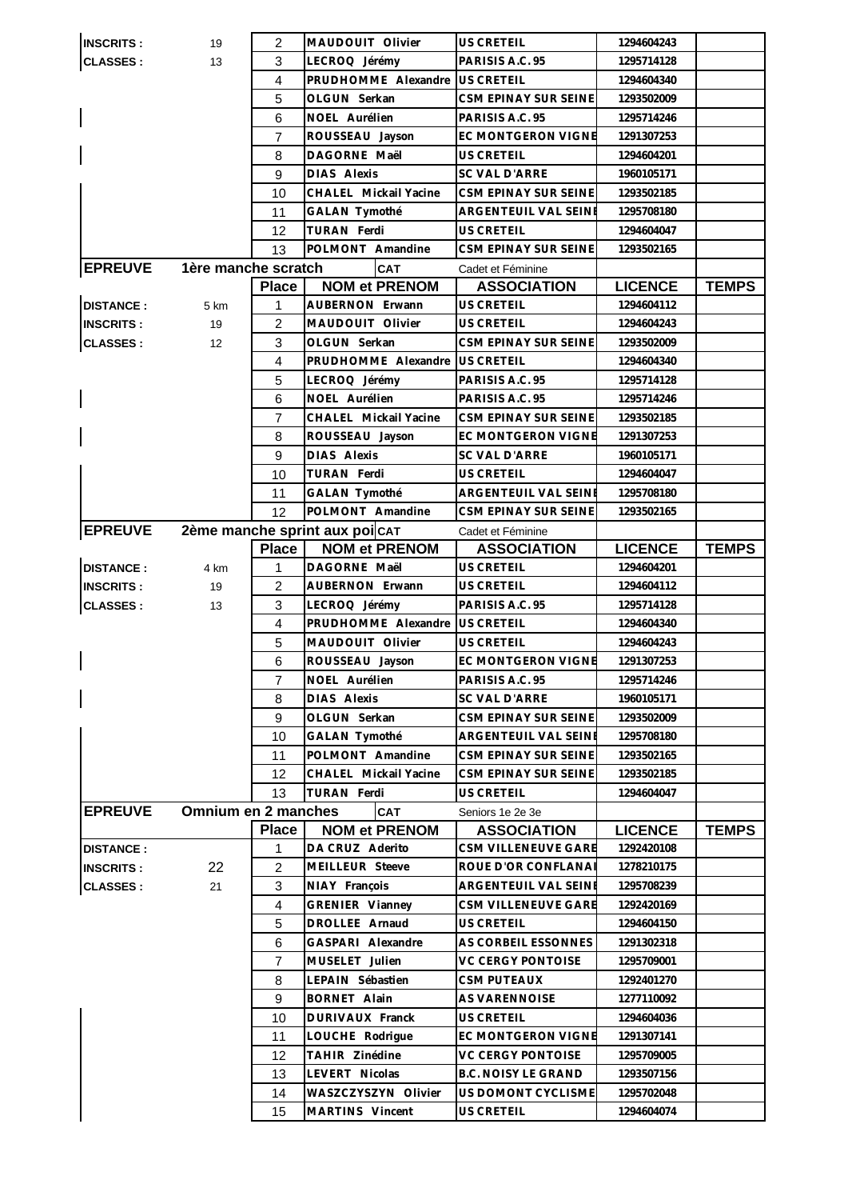| | | Place | NOM et PRENOM | ASSOCIATION | LICENCE | TEMPS |
|---|---|---|---|---|---|---|
| INSCRITS : | 19 | 2 | MAUDOUIT Olivier | US CRETEIL | 1294604243 | |
| CLASSES : | 13 | 3 | LECROQ Jérémy | PARISIS A.C. 95 | 1295714128 | |
| | | 4 | PRUDHOMME Alexandre | US CRETEIL | 1294604340 | |
| | | 5 | OLGUN Serkan | CSM EPINAY SUR SEINE | 1293502009 | |
| | | 6 | NOEL Aurélien | PARISIS A.C. 95 | 1295714246 | |
| | | 7 | ROUSSEAU Jayson | EC MONTGERON VIGNE | 1291307253 | |
| | | 8 | DAGORNE Maël | US CRETEIL | 1294604201 | |
| | | 9 | DIAS Alexis | SC VAL D'ARRE | 1960105171 | |
| | | 10 | CHALEL Mickail Yacine | CSM EPINAY SUR SEINE | 1293502185 | |
| | | 11 | GALAN Tymothé | ARGENTEUIL VAL SEINE | 1295708180 | |
| | | 12 | TURAN Ferdi | US CRETEIL | 1294604047 | |
| | | 13 | POLMONT Amandine | CSM EPINAY SUR SEINE | 1293502165 | |

**EPREUVE** 1ère manche scratch — **CAT** Cadet et Féminine

| | | Place | NOM et PRENOM | ASSOCIATION | LICENCE | TEMPS |
|---|---|---|---|---|---|---|
| DISTANCE : | 5 km | 1 | AUBERNON Erwann | US CRETEIL | 1294604112 | |
| INSCRITS : | 19 | 2 | MAUDOUIT Olivier | US CRETEIL | 1294604243 | |
| CLASSES : | 12 | 3 | OLGUN Serkan | CSM EPINAY SUR SEINE | 1293502009 | |
| | | 4 | PRUDHOMME Alexandre | US CRETEIL | 1294604340 | |
| | | 5 | LECROQ Jérémy | PARISIS A.C. 95 | 1295714128 | |
| | | 6 | NOEL Aurélien | PARISIS A.C. 95 | 1295714246 | |
| | | 7 | CHALEL Mickail Yacine | CSM EPINAY SUR SEINE | 1293502185 | |
| | | 8 | ROUSSEAU Jayson | EC MONTGERON VIGNE | 1291307253 | |
| | | 9 | DIAS Alexis | SC VAL D'ARRE | 1960105171 | |
| | | 10 | TURAN Ferdi | US CRETEIL | 1294604047 | |
| | | 11 | GALAN Tymothé | ARGENTEUIL VAL SEINE | 1295708180 | |
| | | 12 | POLMONT Amandine | CSM EPINAY SUR SEINE | 1293502165 | |

**EPREUVE** 2ème manche sprint aux poi — **CAT** Cadet et Féminine

| | | Place | NOM et PRENOM | ASSOCIATION | LICENCE | TEMPS |
|---|---|---|---|---|---|---|
| DISTANCE : | 4 km | 1 | DAGORNE Maël | US CRETEIL | 1294604201 | |
| INSCRITS : | 19 | 2 | AUBERNON Erwann | US CRETEIL | 1294604112 | |
| CLASSES : | 13 | 3 | LECROQ Jérémy | PARISIS A.C. 95 | 1295714128 | |
| | | 4 | PRUDHOMME Alexandre | US CRETEIL | 1294604340 | |
| | | 5 | MAUDOUIT Olivier | US CRETEIL | 1294604243 | |
| | | 6 | ROUSSEAU Jayson | EC MONTGERON VIGNE | 1291307253 | |
| | | 7 | NOEL Aurélien | PARISIS A.C. 95 | 1295714246 | |
| | | 8 | DIAS Alexis | SC VAL D'ARRE | 1960105171 | |
| | | 9 | OLGUN Serkan | CSM EPINAY SUR SEINE | 1293502009 | |
| | | 10 | GALAN Tymothé | ARGENTEUIL VAL SEINE | 1295708180 | |
| | | 11 | POLMONT Amandine | CSM EPINAY SUR SEINE | 1293502165 | |
| | | 12 | CHALEL Mickail Yacine | CSM EPINAY SUR SEINE | 1293502185 | |
| | | 13 | TURAN Ferdi | US CRETEIL | 1294604047 | |

**EPREUVE** Omnium en 2 manches — **CAT** Seniors 1e 2e 3e

| | | Place | NOM et PRENOM | ASSOCIATION | LICENCE | TEMPS |
|---|---|---|---|---|---|---|
| DISTANCE : | | 1 | DA CRUZ Aderito | CSM VILLENEUVE GARE | 1292420108 | |
| INSCRITS : | 22 | 2 | MEILLEUR Steeve | ROUE D'OR CONFLANAI | 1278210175 | |
| CLASSES : | 21 | 3 | NIAY François | ARGENTEUIL VAL SEINE | 1295708239 | |
| | | 4 | GRENIER Vianney | CSM VILLENEUVE GARE | 1292420169 | |
| | | 5 | DROLLEE Arnaud | US CRETEIL | 1294604150 | |
| | | 6 | GASPARI Alexandre | AS CORBEIL ESSONNES | 1291302318 | |
| | | 7 | MUSELET Julien | VC CERGY PONTOISE | 1295709001 | |
| | | 8 | LEPAIN Sébastien | CSM PUTEAUX | 1292401270 | |
| | | 9 | BORNET Alain | AS VARENNOISE | 1277110092 | |
| | | 10 | DURIVAUX Franck | US CRETEIL | 1294604036 | |
| | | 11 | LOUCHE Rodrigue | EC MONTGERON VIGNE | 1291307141 | |
| | | 12 | TAHIR Zinédine | VC CERGY PONTOISE | 1295709005 | |
| | | 13 | LEVERT Nicolas | B.C. NOISY LE GRAND | 1293507156 | |
| | | 14 | WASZCZYSZYN Olivier | US DOMONT CYCLISME | 1295702048 | |
| | | 15 | MARTINS Vincent | US CRETEIL | 1294604074 | |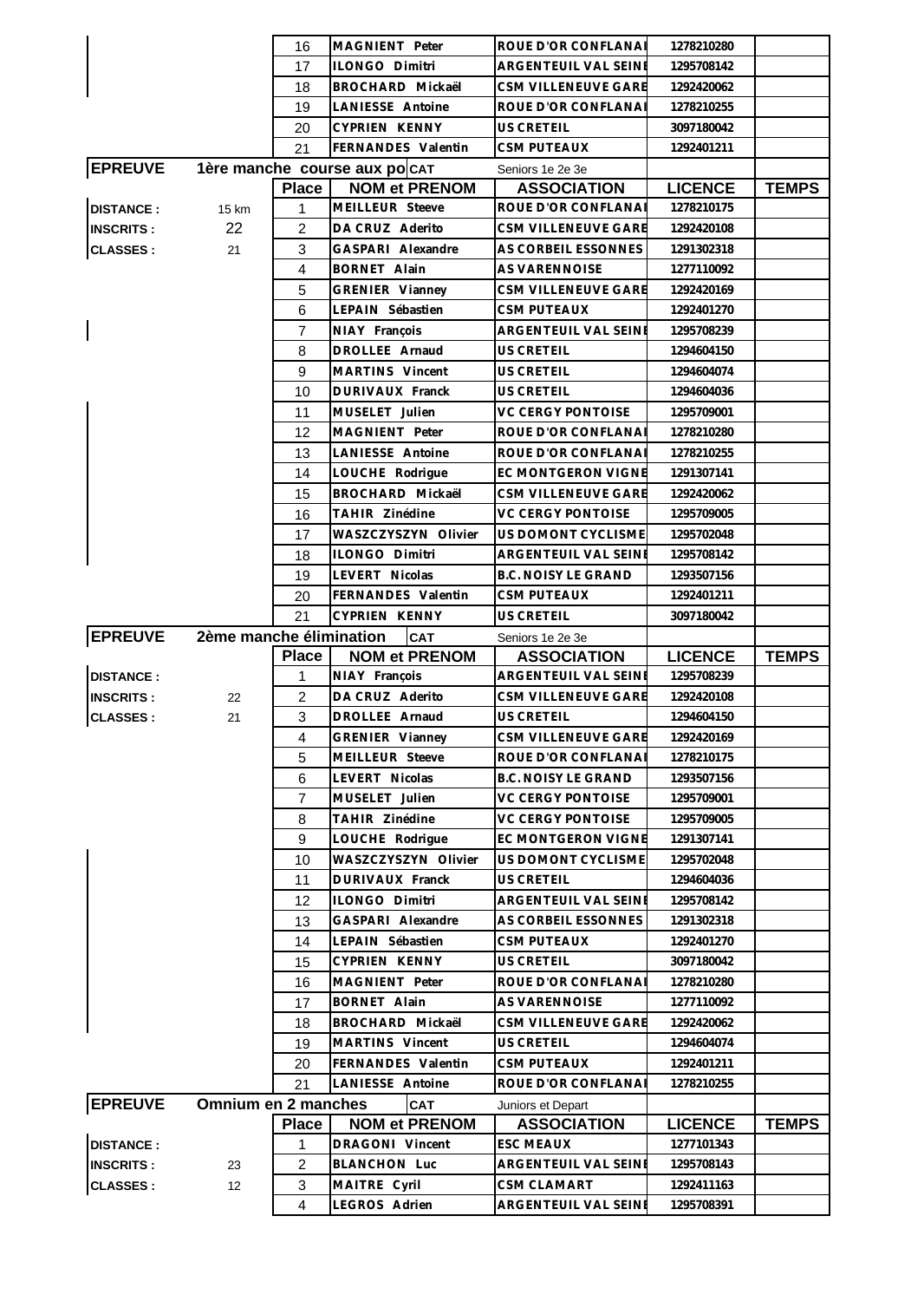| | | Place | NOM et PRENOM | ASSOCIATION | LICENCE | TEMPS |
|---|---|---|---|---|---|---|
| | | 16 | MAGNIENT Peter | ROUE D'OR CONFLANAI | 1278210280 | |
| | | 17 | ILONGO Dimitri | ARGENTEUIL VAL SEINE | 1295708142 | |
| | | 18 | BROCHARD Mickaël | CSM VILLENEUVE GARE | 1292420062 | |
| | | 19 | LANIESSE Antoine | ROUE D'OR CONFLANAI | 1278210255 | |
| | | 20 | CYPRIEN KENNY | US CRETEIL | 3097180042 | |
| | | 21 | FERNANDES Valentin | CSM PUTEAUX | 1292401211 | |

| EPREUVE | 1ère manche course aux po | CAT | Seniors 1e 2e 3e | | | |
|---|---|---|---|---|---|---|
| | | Place | NOM et PRENOM | ASSOCIATION | LICENCE | TEMPS |
| DISTANCE : | 15 km | 1 | MEILLEUR Steeve | ROUE D'OR CONFLANAI | 1278210175 | |
| INSCRITS : | 22 | 2 | DA CRUZ Aderito | CSM VILLENEUVE GARE | 1292420108 | |
| CLASSES : | 21 | 3 | GASPARI Alexandre | AS CORBEIL ESSONNES | 1291302318 | |
| | | 4 | BORNET Alain | AS VARENNOISE | 1277110092 | |
| | | 5 | GRENIER Vianney | CSM VILLENEUVE GARE | 1292420169 | |
| | | 6 | LEPAIN Sébastien | CSM PUTEAUX | 1292401270 | |
| | | 7 | NIAY François | ARGENTEUIL VAL SEINE | 1295708239 | |
| | | 8 | DROLLEE Arnaud | US CRETEIL | 1294604150 | |
| | | 9 | MARTINS Vincent | US CRETEIL | 1294604074 | |
| | | 10 | DURIVAUX Franck | US CRETEIL | 1294604036 | |
| | | 11 | MUSELET Julien | VC CERGY PONTOISE | 1295709001 | |
| | | 12 | MAGNIENT Peter | ROUE D'OR CONFLANAI | 1278210280 | |
| | | 13 | LANIESSE Antoine | ROUE D'OR CONFLANAI | 1278210255 | |
| | | 14 | LOUCHE Rodrigue | EC MONTGERON VIGNE | 1291307141 | |
| | | 15 | BROCHARD Mickaël | CSM VILLENEUVE GARE | 1292420062 | |
| | | 16 | TAHIR Zinédine | VC CERGY PONTOISE | 1295709005 | |
| | | 17 | WASZCZYSZYN Olivier | US DOMONT CYCLISME | 1295702048 | |
| | | 18 | ILONGO Dimitri | ARGENTEUIL VAL SEINE | 1295708142 | |
| | | 19 | LEVERT Nicolas | B.C. NOISY LE GRAND | 1293507156 | |
| | | 20 | FERNANDES Valentin | CSM PUTEAUX | 1292401211 | |
| | | 21 | CYPRIEN KENNY | US CRETEIL | 3097180042 | |

| EPREUVE | 2ème manche élimination | CAT | Seniors 1e 2e 3e | | | |
|---|---|---|---|---|---|---|
| | | Place | NOM et PRENOM | ASSOCIATION | LICENCE | TEMPS |
| DISTANCE : | | 1 | NIAY François | ARGENTEUIL VAL SEINE | 1295708239 | |
| INSCRITS : | 22 | 2 | DA CRUZ Aderito | CSM VILLENEUVE GARE | 1292420108 | |
| CLASSES : | 21 | 3 | DROLLEE Arnaud | US CRETEIL | 1294604150 | |
| | | 4 | GRENIER Vianney | CSM VILLENEUVE GARE | 1292420169 | |
| | | 5 | MEILLEUR Steeve | ROUE D'OR CONFLANAI | 1278210175 | |
| | | 6 | LEVERT Nicolas | B.C. NOISY LE GRAND | 1293507156 | |
| | | 7 | MUSELET Julien | VC CERGY PONTOISE | 1295709001 | |
| | | 8 | TAHIR Zinédine | VC CERGY PONTOISE | 1295709005 | |
| | | 9 | LOUCHE Rodrigue | EC MONTGERON VIGNE | 1291307141 | |
| | | 10 | WASZCZYSZYN Olivier | US DOMONT CYCLISME | 1295702048 | |
| | | 11 | DURIVAUX Franck | US CRETEIL | 1294604036 | |
| | | 12 | ILONGO Dimitri | ARGENTEUIL VAL SEINE | 1295708142 | |
| | | 13 | GASPARI Alexandre | AS CORBEIL ESSONNES | 1291302318 | |
| | | 14 | LEPAIN Sébastien | CSM PUTEAUX | 1292401270 | |
| | | 15 | CYPRIEN KENNY | US CRETEIL | 3097180042 | |
| | | 16 | MAGNIENT Peter | ROUE D'OR CONFLANAI | 1278210280 | |
| | | 17 | BORNET Alain | AS VARENNOISE | 1277110092 | |
| | | 18 | BROCHARD Mickaël | CSM VILLENEUVE GARE | 1292420062 | |
| | | 19 | MARTINS Vincent | US CRETEIL | 1294604074 | |
| | | 20 | FERNANDES Valentin | CSM PUTEAUX | 1292401211 | |
| | | 21 | LANIESSE Antoine | ROUE D'OR CONFLANAI | 1278210255 | |

| EPREUVE | Omnium en 2 manches | CAT | Juniors et Depart | | | |
|---|---|---|---|---|---|---|
| | | Place | NOM et PRENOM | ASSOCIATION | LICENCE | TEMPS |
| DISTANCE : | | 1 | DRAGONI Vincent | ESC MEAUX | 1277101343 | |
| INSCRITS : | 23 | 2 | BLANCHON Luc | ARGENTEUIL VAL SEINE | 1295708143 | |
| CLASSES : | 12 | 3 | MAITRE Cyril | CSM CLAMART | 1292411163 | |
| | | 4 | LEGROS Adrien | ARGENTEUIL VAL SEINE | 1295708391 | |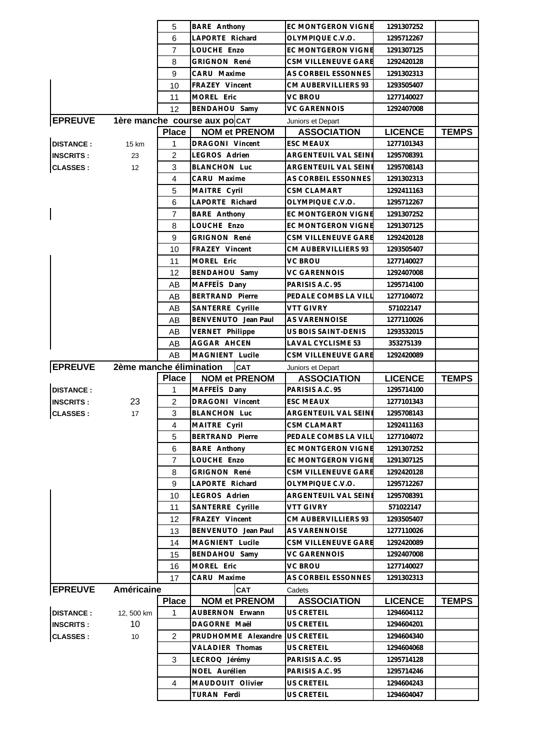| | | 5 | BARE Anthony | EC MONTGERON VIGNE | 1291307252 | |
|---|---|---|---|---|---|---|
| | | 6 | LAPORTE Richard | OLYMPIQUE C.V.O. | 1295712267 | |
| | | 7 | LOUCHE Enzo | EC MONTGERON VIGNE | 1291307125 | |
| | | 8 | GRIGNON René | CSM VILLENEUVE GARE | 1292420128 | |
| | | 9 | CARU Maxime | AS CORBEIL ESSONNES | 1291302313 | |
| | | 10 | FRAZEY Vincent | CM AUBERVILLIERS 93 | 1293505407 | |
| | | 11 | MOREL Eric | VC BROU | 1277140027 | |
| | | 12 | BENDAHOU Samy | VC GARENNOIS | 1292407008 | |

| EPREUVE | 1ère manche course aux po | | CAT | Juniors et Depart | | |
|---|---|---|---|---|---|---|
| | | **Place** | **NOM et PRENOM** | **ASSOCIATION** | **LICENCE** | **TEMPS** |
| DISTANCE : | 15 km | 1 | DRAGONI Vincent | ESC MEAUX | 1277101343 | |
| INSCRITS : | 23 | 2 | LEGROS Adrien | ARGENTEUIL VAL SEINE | 1295708391 | |
| CLASSES : | 12 | 3 | BLANCHON Luc | ARGENTEUIL VAL SEINE | 1295708143 | |
| | | 4 | CARU Maxime | AS CORBEIL ESSONNES | 1291302313 | |
| | | 5 | MAITRE Cyril | CSM CLAMART | 1292411163 | |
| | | 6 | LAPORTE Richard | OLYMPIQUE C.V.O. | 1295712267 | |
| | | 7 | BARE Anthony | EC MONTGERON VIGNE | 1291307252 | |
| | | 8 | LOUCHE Enzo | EC MONTGERON VIGNE | 1291307125 | |
| | | 9 | GRIGNON René | CSM VILLENEUVE GARE | 1292420128 | |
| | | 10 | FRAZEY Vincent | CM AUBERVILLIERS 93 | 1293505407 | |
| | | 11 | MOREL Eric | VC BROU | 1277140027 | |
| | | 12 | BENDAHOU Samy | VC GARENNOIS | 1292407008 | |
| | | AB | MAFFEÏS Dany | PARISIS A.C. 95 | 1295714100 | |
| | | AB | BERTRAND Pierre | PEDALE COMBS LA VILL | 1277104072 | |
| | | AB | SANTERRE Cyrille | VTT GIVRY | 571022147 | |
| | | AB | BENVENUTO Jean Paul | AS VARENNOISE | 1277110026 | |
| | | AB | VERNET Philippe | US BOIS SAINT-DENIS | 1293532015 | |
| | | AB | AGGAR AHCEN | LAVAL CYCLISME 53 | 353275139 | |
| | | AB | MAGNIENT Lucile | CSM VILLENEUVE GARE | 1292420089 | |

| EPREUVE | 2ème manche élimination | | CAT | Juniors et Depart | | |
|---|---|---|---|---|---|---|
| | | **Place** | **NOM et PRENOM** | **ASSOCIATION** | **LICENCE** | **TEMPS** |
| DISTANCE : | | 1 | MAFFEÏS Dany | PARISIS A.C. 95 | 1295714100 | |
| INSCRITS : | 23 | 2 | DRAGONI Vincent | ESC MEAUX | 1277101343 | |
| CLASSES : | 17 | 3 | BLANCHON Luc | ARGENTEUIL VAL SEINE | 1295708143 | |
| | | 4 | MAITRE Cyril | CSM CLAMART | 1292411163 | |
| | | 5 | BERTRAND Pierre | PEDALE COMBS LA VILL | 1277104072 | |
| | | 6 | BARE Anthony | EC MONTGERON VIGNE | 1291307252 | |
| | | 7 | LOUCHE Enzo | EC MONTGERON VIGNE | 1291307125 | |
| | | 8 | GRIGNON René | CSM VILLENEUVE GARE | 1292420128 | |
| | | 9 | LAPORTE Richard | OLYMPIQUE C.V.O. | 1295712267 | |
| | | 10 | LEGROS Adrien | ARGENTEUIL VAL SEINE | 1295708391 | |
| | | 11 | SANTERRE Cyrille | VTT GIVRY | 571022147 | |
| | | 12 | FRAZEY Vincent | CM AUBERVILLIERS 93 | 1293505407 | |
| | | 13 | BENVENUTO Jean Paul | AS VARENNOISE | 1277110026 | |
| | | 14 | MAGNIENT Lucile | CSM VILLENEUVE GARE | 1292420089 | |
| | | 15 | BENDAHOU Samy | VC GARENNOIS | 1292407008 | |
| | | 16 | MOREL Eric | VC BROU | 1277140027 | |
| | | 17 | CARU Maxime | AS CORBEIL ESSONNES | 1291302313 | |

| EPREUVE | Américaine | | CAT | Cadets | | |
|---|---|---|---|---|---|---|
| | | **Place** | **NOM et PRENOM** | **ASSOCIATION** | **LICENCE** | **TEMPS** |
| DISTANCE : | 12, 500 km | 1 | AUBERNON Erwann | US CRETEIL | 1294604112 | |
| INSCRITS : | 10 | | DAGORNE Maël | US CRETEIL | 1294604201 | |
| CLASSES : | 10 | 2 | PRUDHOMME Alexandre | US CRETEIL | 1294604340 | |
| | | | VALADIER Thomas | US CRETEIL | 1294604068 | |
| | | 3 | LECROQ Jérémy | PARISIS A.C. 95 | 1295714128 | |
| | | | NOEL Aurélien | PARISIS A.C. 95 | 1295714246 | |
| | | 4 | MAUDOUIT Olivier | US CRETEIL | 1294604243 | |
| | | | TURAN Ferdi | US CRETEIL | 1294604047 | |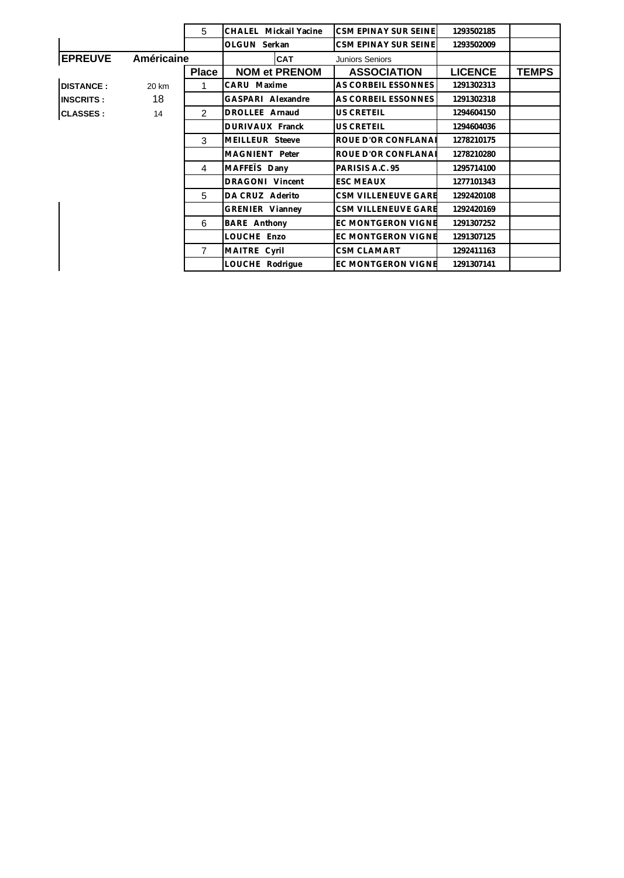| Place | NOM et PRENOM | ASSOCIATION | LICENCE | TEMPS |
|---|---|---|---|---|
| 5 | CHALEL Mickail Yacine | CSM EPINAY SUR SEINE | 1293502185 | |
| | OLGUN Serkan | CSM EPINAY SUR SEINE | 1293502009 | |

**EPREUVE** Américaine **CAT** Juniors Seniors

**DISTANCE :** 20 km

**INSCRITS :** 18

**CLASSES :** 14

| Place | NOM et PRENOM | ASSOCIATION | LICENCE | TEMPS |
|---|---|---|---|---|
| 1 | CARU Maxime | AS CORBEIL ESSONNES | 1291302313 | |
| | GASPARI Alexandre | AS CORBEIL ESSONNES | 1291302318 | |
| 2 | DROLLEE Arnaud | US CRETEIL | 1294604150 | |
| | DURIVAUX Franck | US CRETEIL | 1294604036 | |
| 3 | MEILLEUR Steeve | ROUE D'OR CONFLANAI | 1278210175 | |
| | MAGNIENT Peter | ROUE D'OR CONFLANAI | 1278210280 | |
| 4 | MAFFEÏS Dany | PARISIS A.C. 95 | 1295714100 | |
| | DRAGONI Vincent | ESC MEAUX | 1277101343 | |
| 5 | DA CRUZ Aderito | CSM VILLENEUVE GARE | 1292420108 | |
| | GRENIER Vianney | CSM VILLENEUVE GARE | 1292420169 | |
| 6 | BARE Anthony | EC MONTGERON VIGNE | 1291307252 | |
| | LOUCHE Enzo | EC MONTGERON VIGNE | 1291307125 | |
| 7 | MAITRE Cyril | CSM CLAMART | 1292411163 | |
| | LOUCHE Rodrigue | EC MONTGERON VIGNE | 1291307141 | |